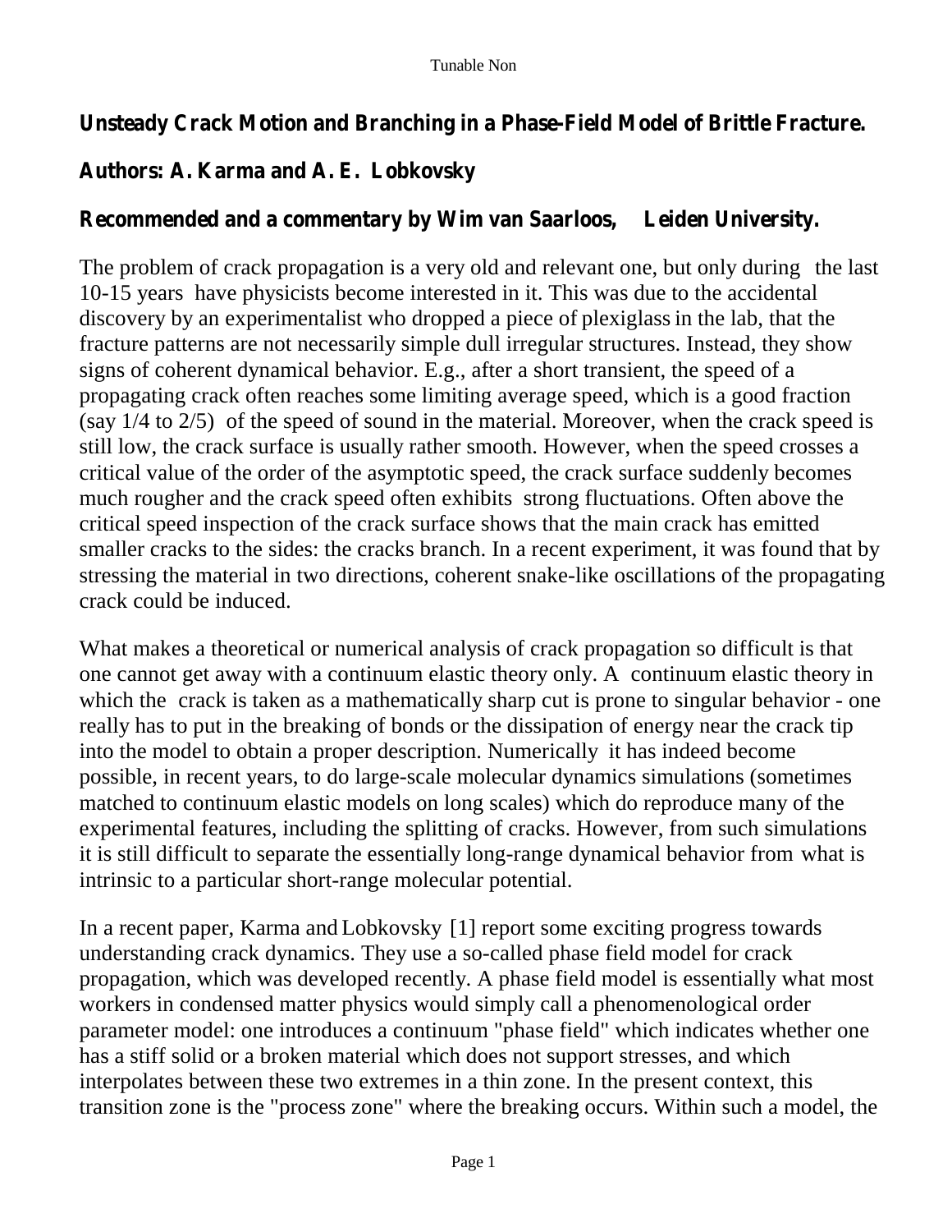# Unsteady Crack Motion and Branching in a Phase-Field Model of Brittle Fracture.

## Authors: A. Karma and A. E. Lobkovsky

## Recommended and a commentary by Wim van Saarloos, Leiden University.

The problem of crack propagation is a very old and relevant one, but only during the last 10-15 years have physicists become interested in it. This was due to the accidental discovery by an experimentalist who dropped a piece of plexiglass in the lab, that the fracture patterns are not necessarily simple dull irregular structures. Instead, they show signs of coherent dynamical behavior. E.g., after a short transient, the speed of a propagating crack often reaches some limiting average speed, which is a good fraction (say 1/4 to 2/5) of the speed of sound in the material. Moreover, when the crack speed is still low, the crack surface is usually rather smooth. However, when the speed crosses a critical value of the order of the asymptotic speed, the crack surface suddenly becomes much rougher and the crack speed often exhibits strong fluctuations. Often above the critical speed inspection of the crack surface shows that the main crack has emitted smaller cracks to the sides: the cracks branch. In a recent experiment, it was found that by stressing the material in two directions, coherent snake-like oscillations of the propagating crack could be induced.

What makes a theoretical or numerical analysis of crack propagation so difficult is that one cannot get away with a continuum elastic theory only. A continuum elastic theory in which the crack is taken as a mathematically sharp cut is prone to singular behavior - one really has to put in the breaking of bonds or the dissipation of energy near the crack tip into the model to obtain a proper description. Numerically it has indeed become possible, in recent years, to do large-scale molecular dynamics simulations (sometimes matched to continuum elastic models on long scales) which do reproduce many of the experimental features, including the splitting of cracks. However, from such simulations it is still difficult to separate the essentially long-range dynamical behavior from what is intrinsic to a particular short-range molecular potential.

In a recent paper, Karma and Lobkovsky [1] report some exciting progress towards understanding crack dynamics. They use a so-called phase field model for crack propagation, which was developed recently. A phase field model is essentially what most workers in condensed matter physics would simply call a phenomenological order parameter model: one introduces a continuum "phase field" which indicates whether one has a stiff solid or a broken material which does not support stresses, and which interpolates between these two extremes in a thin zone. In the present context, this transition zone is the "process zone" where the breaking occurs. Within such a model, the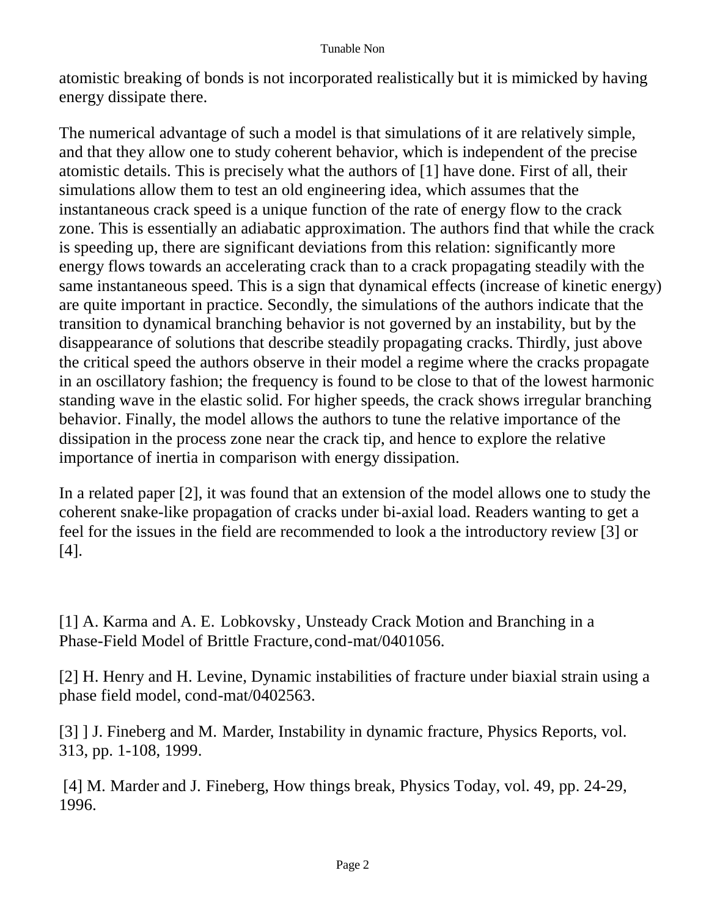atomistic breaking of bonds is not incorporated realistically but it is mimicked by having energy dissipate there.

The numerical advantage of such a model is that simulations of it are relatively simple, and that they allow one to study coherent behavior, which is independent of the precise atomistic details. This is precisely what the authors of [1] have done. First of all, their simulations allow them to test an old engineering idea, which assumes that the instantaneous crack speed is a unique function of the rate of energy flow to the crack zone. This is essentially an adiabatic approximation. The authors find that while the crack is speeding up, there are significant deviations from this relation: significantly more energy flows towards an accelerating crack than to a crack propagating steadily with the same instantaneous speed. This is a sign that dynamical effects (increase of kinetic energy) are quite important in practice. Secondly, the simulations of the authors indicate that the transition to dynamical branching behavior is not governed by an instability, but by the disappearance of solutions that describe steadily propagating cracks. Thirdly, just above the critical speed the authors observe in their model a regime where the cracks propagate in an oscillatory fashion; the frequency is found to be close to that of the lowest harmonic standing wave in the elastic solid. For higher speeds, the crack shows irregular branching behavior. Finally, the model allows the authors to tune the relative importance of the dissipation in the process zone near the crack tip, and hence to explore the relative importance of inertia in comparison with energy dissipation.

In a related paper [2], it was found that an extension of the model allows one to study the coherent snake-like propagation of cracks under bi-axial load. Readers wanting to get a feel for the issues in the field are recommended to look a the introductory review [3] or [4].

[1] A. Karma and A. E. Lobkovsky, Unsteady Crack Motion and Branching in a Phase-Field Model of Brittle Fracture, cond-mat/0401056.

[2] H. Henry and H. Levine, Dynamic instabilities of fracture under biaxial strain using a phase field model, cond-mat/0402563.

[3] ] J. Fineberg and M. Marder, Instability in dynamic fracture, Physics Reports, vol. 313, pp. 1-108, 1999.

[4] M. Marder and J. Fineberg, How things break, Physics Today, vol. 49, pp. 24-29, 1996.